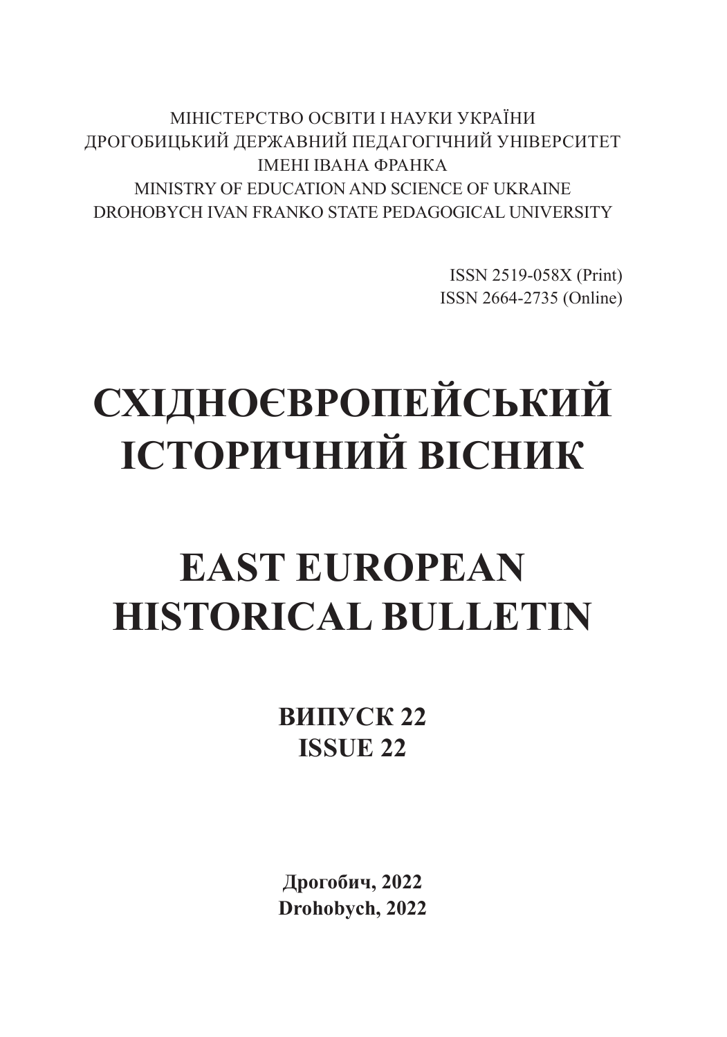МІНІСТЕРСТВО ОСВІТИ І НАУКИ УКРАЇНИ
ДРОГОБИЦЬКИЙ ДЕРЖАВНИЙ ПЕДАГОГІЧНИЙ УНІВЕРСИТЕТ
ІМЕНІ ІВАНА ФРАНКА
MINISTRY OF EDUCATION AND SCIENCE OF UKRAINE
DROHOBYCH IVAN FRANKO STATE PEDAGOGICAL UNIVERSITY

ISSN 2519-058X (Print)
ISSN 2664-2735 (Online)

# СХІДНОЄВРОПЕЙСЬКИЙ ІСТОРИЧНИЙ ВІСНИК

# EAST EUROPEAN HISTORICAL BULLETIN

**ВИПУСК 22**
**ISSUE 22**

**Дрогобич, 2022**
**Drohobych, 2022**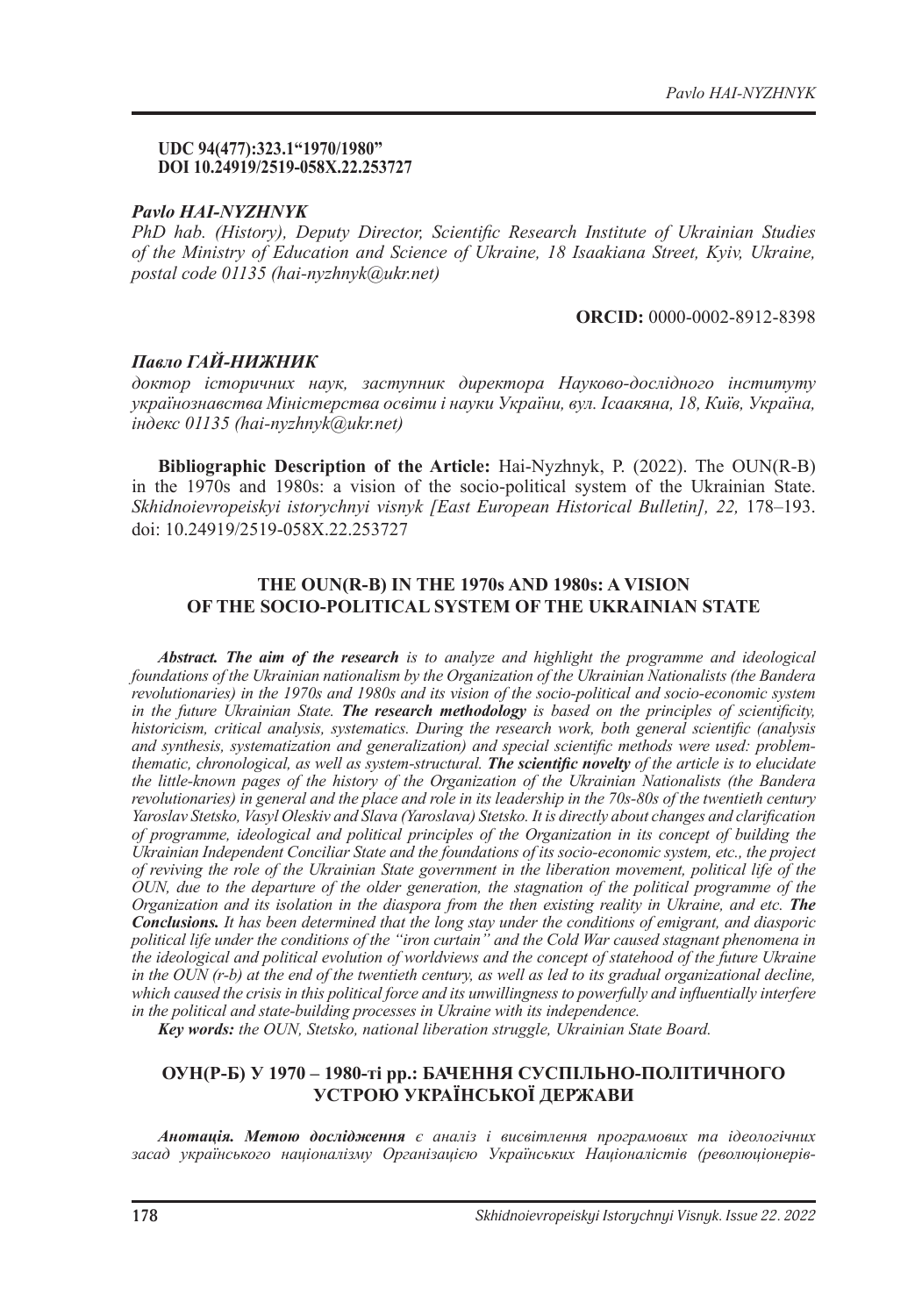**UDC 94(477):323.1"1970/1980"**
**DOI 10.24919/2519-058X.22.253727**

***Pavlo HAI-NYZHNYK***

*PhD hab. (History), Deputy Director, Scientific Research Institute of Ukrainian Studies of the Ministry of Education and Science of Ukraine, 18 Isaakiana Street, Kyiv, Ukraine, postal code 01135 (hai-nyzhnyk@ukr.net)*

**ORCID:** 0000-0002-8912-8398

***Павло ГАЙ-НИЖНИК***

*доктор історичних наук, заступник директора Науково-дослідного інституту українознавства Міністерства освіти і науки України, вул. Ісаакяна, 18, Київ, Україна, індекс 01135 (hai-nyzhnyk@ukr.net)*

**Bibliographic Description of the Article:** Hai-Nyzhnyk, P. (2022). The OUN(R-B) in the 1970s and 1980s: a vision of the socio-political system of the Ukrainian State. *Skhidnoievropeiskyi istorychnyi visnyk [East European Historical Bulletin], 22,* 178–193. doi: 10.24919/2519-058X.22.253727

## THE OUN(R-B) IN THE 1970s AND 1980s: A VISION OF THE SOCIO-POLITICAL SYSTEM OF THE UKRAINIAN STATE

***Abstract. The aim of the research*** *is to analyze and highlight the programme and ideological foundations of the Ukrainian nationalism by the Organization of the Ukrainian Nationalists (the Bandera revolutionaries) in the 1970s and 1980s and its vision of the socio-political and socio-economic system in the future Ukrainian State.* ***The research methodology*** *is based on the principles of scientificity, historicism, critical analysis, systematics. During the research work, both general scientific (analysis and synthesis, systematization and generalization) and special scientific methods were used: problem-thematic, chronological, as well as system-structural.* ***The scientific novelty*** *of the article is to elucidate the little-known pages of the history of the Organization of the Ukrainian Nationalists (the Bandera revolutionaries) in general and the place and role in its leadership in the 70s-80s of the twentieth century Yaroslav Stetsko, Vasyl Oleskiv and Slava (Yaroslava) Stetsko. It is directly about changes and clarification of programme, ideological and political principles of the Organization in its concept of building the Ukrainian Independent Conciliar State and the foundations of its socio-economic system, etc., the project of reviving the role of the Ukrainian State government in the liberation movement, political life of the OUN, due to the departure of the older generation, the stagnation of the political programme of the Organization and its isolation in the diaspora from the then existing reality in Ukraine, and etc.* ***The Conclusions.*** *It has been determined that the long stay under the conditions of emigrant, and diasporic political life under the conditions of the "iron curtain" and the Cold War caused stagnant phenomena in the ideological and political evolution of worldviews and the concept of statehood of the future Ukraine in the OUN (r-b) at the end of the twentieth century, as well as led to its gradual organizational decline, which caused the crisis in this political force and its unwillingness to powerfully and influentially interfere in the political and state-building processes in Ukraine with its independence.*

***Key words:*** *the OUN, Stetsko, national liberation struggle, Ukrainian State Board.*

## ОУН(Р-Б) У 1970 – 1980-ті рр.: БАЧЕННЯ СУСПІЛЬНО-ПОЛІТИЧНОГО УСТРОЮ УКРАЇНСЬКОЇ ДЕРЖАВИ

***Анотація. Метою дослідження*** *є аналіз і висвітлення програмових та ідеологічних засад українського націоналізму Організацією Українських Націоналістів (революціонерів-*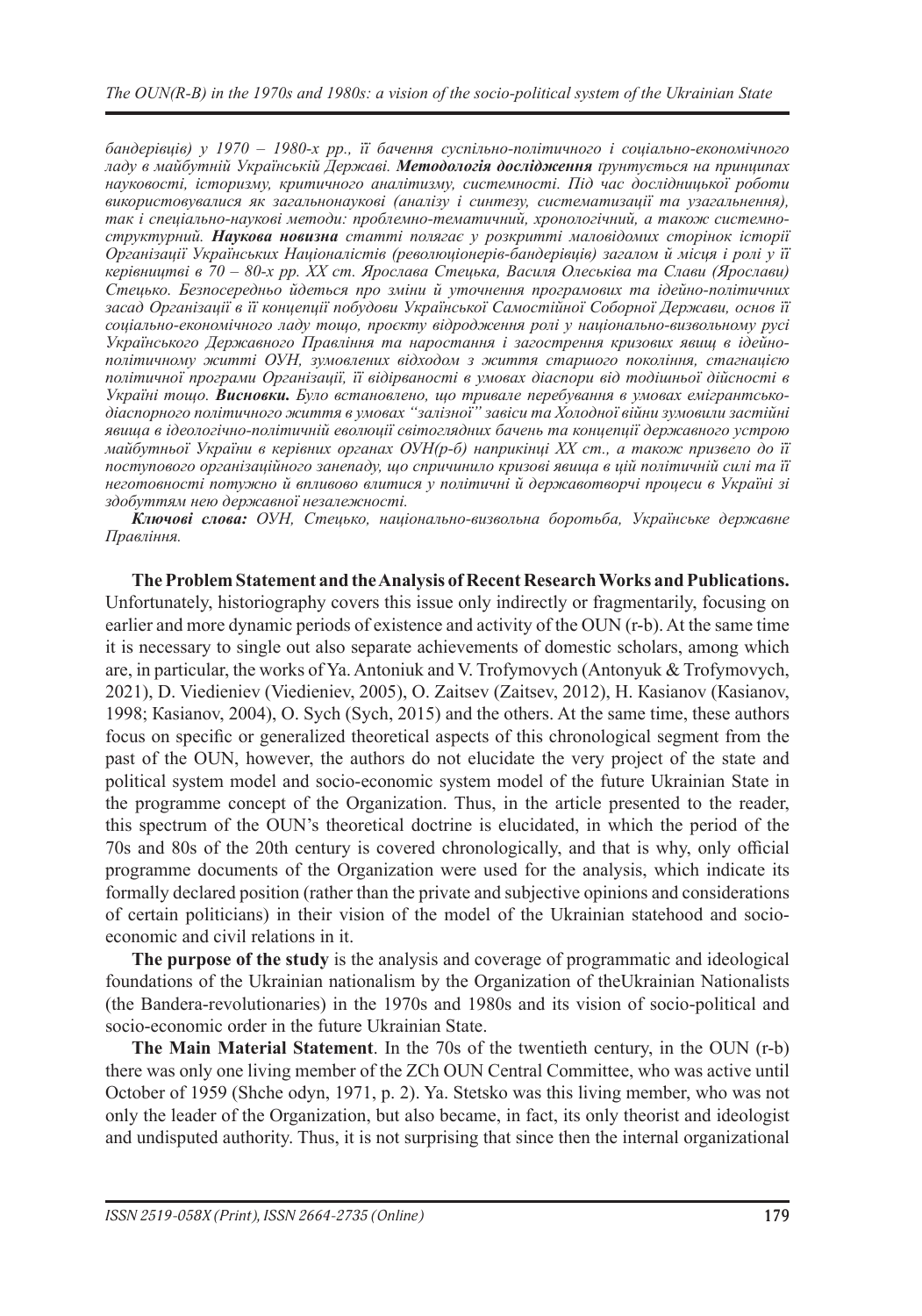*бандерівців) у 1970 – 1980-х рр., її бачення суспільно-політичного і соціально-економічного ладу в майбутній Українській Державі.* ***Методологія дослідження*** *ґрунтується на принципах науковості, історизму, критичного аналітизму, системності. Під час дослідницької роботи використовувалися як загальнонаукові (аналізу і синтезу, систематизації та узагальнення), так і спеціально-наукові методи: проблемно-тематичний, хронологічний, а також системно-структурний.* ***Наукова новизна*** *статті полягає у розкритті маловідомих сторінок історії Організації Українських Націоналістів (революціонерів-бандерівців) загалом й місця і ролі у її керівництві в 70 – 80-х рр. ХХ ст. Ярослава Стецька, Василя Олеськіва та Слави (Ярослави) Стецько. Безпосередньо йдеться про зміни й уточнення програмових та ідейно-політичних засад Організації в її концепції побудови Української Самостійної Соборної Держави, основ її соціально-економічного ладу тощо, проєкту відродження ролі у національно-визвольному русі Українського Державного Правління та наростання і загострення кризових явищ в ідейно-політичному житті ОУН, зумовлених відходом з життя старшого покоління, стагнацією політичної програми Організації, її відірваності в умовах діаспори від тодішньої дійсності в Україні тощо.* ***Висновки.*** *Було встановлено, що тривале перебування в умовах емігрантсько-діаспорного політичного життя в умовах "залізної" завіси та Холодної війни зумовили застійні явища в ідеологічно-політичній еволюції світоглядних бачень та концепції державного устрою майбутньої України в керівних органах ОУН(р-б) наприкінці ХХ ст., а також призвело до її поступового організаційного занепаду, що спричинило кризові явища в цій політичній силі та її неготовності потужно й впливово влитися у політичні й державотворчі процеси в Україні зі здобуттям нею державної незалежності.*

***Ключові слова:*** *ОУН, Стецько, національно-визвольна боротьба, Українське державне Правління.*

**The Problem Statement and the Analysis of Recent Research Works and Publications.** Unfortunately, historiography covers this issue only indirectly or fragmentarily, focusing on earlier and more dynamic periods of existence and activity of the OUN (r-b). At the same time it is necessary to single out also separate achievements of domestic scholars, among which are, in particular, the works of Ya. Antoniuk and V. Trofymovych (Antonyuk & Trofymovych, 2021), D. Viedieniev (Viedieniev, 2005), O. Zaitsev (Zaitsev, 2012), H. Kasianov (Kasianov, 1998; Kasianov, 2004), O. Sych (Sych, 2015) and the others. At the same time, these authors focus on specific or generalized theoretical aspects of this chronological segment from the past of the OUN, however, the authors do not elucidate the very project of the state and political system model and socio-economic system model of the future Ukrainian State in the programme concept of the Organization. Thus, in the article presented to the reader, this spectrum of the OUN's theoretical doctrine is elucidated, in which the period of the 70s and 80s of the 20th century is covered chronologically, and that is why, only official programme documents of the Organization were used for the analysis, which indicate its formally declared position (rather than the private and subjective opinions and considerations of certain politicians) in their vision of the model of the Ukrainian statehood and socio-economic and civil relations in it.

**The purpose of the study** is the analysis and coverage of programmatic and ideological foundations of the Ukrainian nationalism by the Organization of theUkrainian Nationalists (the Bandera-revolutionaries) in the 1970s and 1980s and its vision of socio-political and socio-economic order in the future Ukrainian State.

**The Main Material Statement**. In the 70s of the twentieth century, in the OUN (r-b) there was only one living member of the ZCh OUN Central Committee, who was active until October of 1959 (Shche odyn, 1971, p. 2). Ya. Stetsko was this living member, who was not only the leader of the Organization, but also became, in fact, its only theorist and ideologist and undisputed authority. Thus, it is not surprising that since then the internal organizational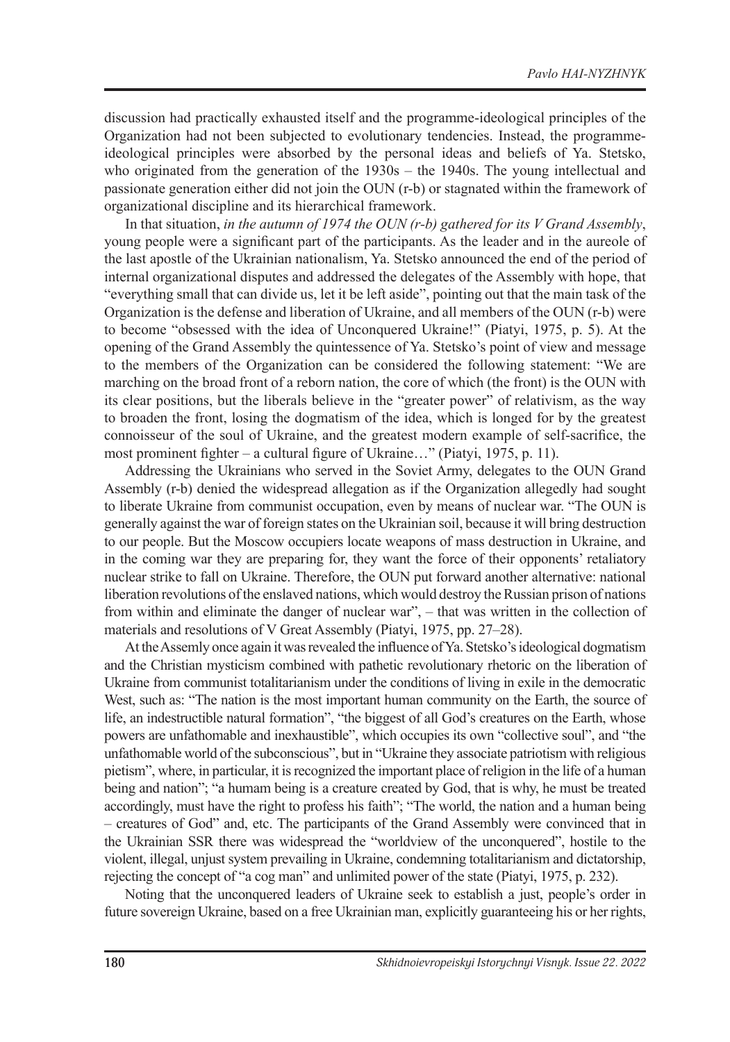discussion had practically exhausted itself and the programme-ideological principles of the Organization had not been subjected to evolutionary tendencies. Instead, the programme-ideological principles were absorbed by the personal ideas and beliefs of Ya. Stetsko, who originated from the generation of the 1930s – the 1940s. The young intellectual and passionate generation either did not join the OUN (r-b) or stagnated within the framework of organizational discipline and its hierarchical framework.

In that situation, *in the autumn of 1974 the OUN (r-b) gathered for its V Grand Assembly*, young people were a significant part of the participants. As the leader and in the aureole of the last apostle of the Ukrainian nationalism, Ya. Stetsko announced the end of the period of internal organizational disputes and addressed the delegates of the Assembly with hope, that "everything small that can divide us, let it be left aside", pointing out that the main task of the Organization is the defense and liberation of Ukraine, and all members of the OUN (r-b) were to become "obsessed with the idea of Unconquered Ukraine!" (Piatyi, 1975, p. 5). At the opening of the Grand Assembly the quintessence of Ya. Stetsko's point of view and message to the members of the Organization can be considered the following statement: "We are marching on the broad front of a reborn nation, the core of which (the front) is the OUN with its clear positions, but the liberals believe in the "greater power" of relativism, as the way to broaden the front, losing the dogmatism of the idea, which is longed for by the greatest connoisseur of the soul of Ukraine, and the greatest modern example of self-sacrifice, the most prominent fighter – a cultural figure of Ukraine…" (Piatyi, 1975, p. 11).

Addressing the Ukrainians who served in the Soviet Army, delegates to the OUN Grand Assembly (r-b) denied the widespread allegation as if the Organization allegedly had sought to liberate Ukraine from communist occupation, even by means of nuclear war. "The OUN is generally against the war of foreign states on the Ukrainian soil, because it will bring destruction to our people. But the Moscow occupiers locate weapons of mass destruction in Ukraine, and in the coming war they are preparing for, they want the force of their opponents' retaliatory nuclear strike to fall on Ukraine. Therefore, the OUN put forward another alternative: national liberation revolutions of the enslaved nations, which would destroy the Russian prison of nations from within and eliminate the danger of nuclear war", – that was written in the collection of materials and resolutions of V Great Assembly (Piatyi, 1975, pp. 27–28).

At the Assemly once again it was revealed the influence of Ya. Stetsko's ideological dogmatism and the Christian mysticism combined with pathetic revolutionary rhetoric on the liberation of Ukraine from communist totalitarianism under the conditions of living in exile in the democratic West, such as: "The nation is the most important human community on the Earth, the source of life, an indestructible natural formation", "the biggest of all God's creatures on the Earth, whose powers are unfathomable and inexhaustible", which occupies its own "collective soul", and "the unfathomable world of the subconscious", but in "Ukraine they associate patriotism with religious pietism", where, in particular, it is recognized the important place of religion in the life of a human being and nation"; "a humam being is a creature created by God, that is why, he must be treated accordingly, must have the right to profess his faith"; "The world, the nation and a human being – creatures of God" and, etc. The participants of the Grand Assembly were convinced that in the Ukrainian SSR there was widespread the "worldview of the unconquered", hostile to the violent, illegal, unjust system prevailing in Ukraine, condemning totalitarianism and dictatorship, rejecting the concept of "a cog man" and unlimited power of the state (Piatyi, 1975, p. 232).

Noting that the unconquered leaders of Ukraine seek to establish a just, people's order in future sovereign Ukraine, based on a free Ukrainian man, explicitly guaranteeing his or her rights,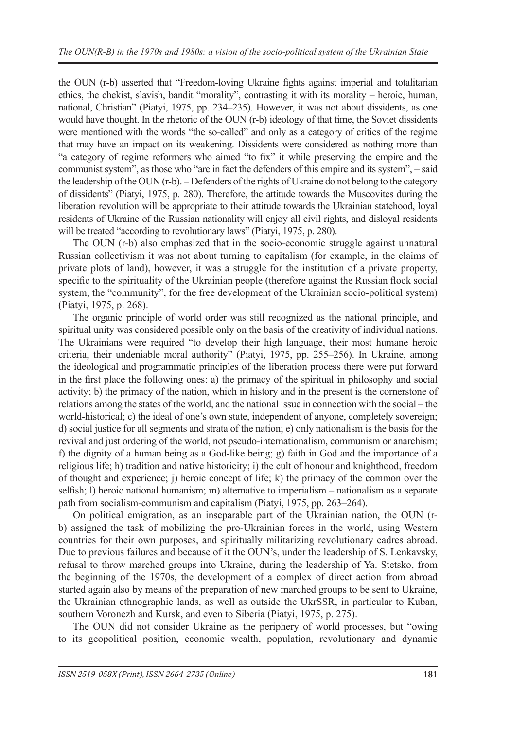the OUN (r-b) asserted that "Freedom-loving Ukraine fights against imperial and totalitarian ethics, the chekist, slavish, bandit "morality", contrasting it with its morality – heroic, human, national, Christian" (Piatyi, 1975, pp. 234–235). However, it was not about dissidents, as one would have thought. In the rhetoric of the OUN (r-b) ideology of that time, the Soviet dissidents were mentioned with the words "the so-called" and only as a category of critics of the regime that may have an impact on its weakening. Dissidents were considered as nothing more than "a category of regime reformers who aimed "to fix" it while preserving the empire and the communist system", as those who "are in fact the defenders of this empire and its system", – said the leadership of the OUN (r-b). – Defenders of the rights of Ukraine do not belong to the category of dissidents" (Piatyi, 1975, p. 280). Therefore, the attitude towards the Muscovites during the liberation revolution will be appropriate to their attitude towards the Ukrainian statehood, loyal residents of Ukraine of the Russian nationality will enjoy all civil rights, and disloyal residents will be treated "according to revolutionary laws" (Piatyi, 1975, p. 280).

The OUN (r-b) also emphasized that in the socio-economic struggle against unnatural Russian collectivism it was not about turning to capitalism (for example, in the claims of private plots of land), however, it was a struggle for the institution of a private property, specific to the spirituality of the Ukrainian people (therefore against the Russian flock social system, the "community", for the free development of the Ukrainian socio-political system) (Piatyi, 1975, p. 268).

The organic principle of world order was still recognized as the national principle, and spiritual unity was considered possible only on the basis of the creativity of individual nations. The Ukrainians were required "to develop their high language, their most humane heroic criteria, their undeniable moral authority" (Piatyi, 1975, pp. 255–256). In Ukraine, among the ideological and programmatic principles of the liberation process there were put forward in the first place the following ones: a) the primacy of the spiritual in philosophy and social activity; b) the primacy of the nation, which in history and in the present is the cornerstone of relations among the states of the world, and the national issue in connection with the social – the world-historical; c) the ideal of one's own state, independent of anyone, completely sovereign; d) social justice for all segments and strata of the nation; e) only nationalism is the basis for the revival and just ordering of the world, not pseudo-internationalism, communism or anarchism; f) the dignity of a human being as a God-like being; g) faith in God and the importance of a religious life; h) tradition and native historicity; i) the cult of honour and knighthood, freedom of thought and experience; j) heroic concept of life; k) the primacy of the common over the selfish; l) heroic national humanism; m) alternative to imperialism – nationalism as a separate path from socialism-communism and capitalism (Piatyi, 1975, pp. 263–264).

On political emigration, as an inseparable part of the Ukrainian nation, the OUN (r-b) assigned the task of mobilizing the pro-Ukrainian forces in the world, using Western countries for their own purposes, and spiritually militarizing revolutionary cadres abroad. Due to previous failures and because of it the OUN's, under the leadership of S. Lenkavsky, refusal to throw marched groups into Ukraine, during the leadership of Ya. Stetsko, from the beginning of the 1970s, the development of a complex of direct action from abroad started again also by means of the preparation of new marched groups to be sent to Ukraine, the Ukrainian ethnographic lands, as well as outside the UkrSSR, in particular to Kuban, southern Voronezh and Kursk, and even to Siberia (Piatyi, 1975, p. 275).

The OUN did not consider Ukraine as the periphery of world processes, but "owing to its geopolitical position, economic wealth, population, revolutionary and dynamic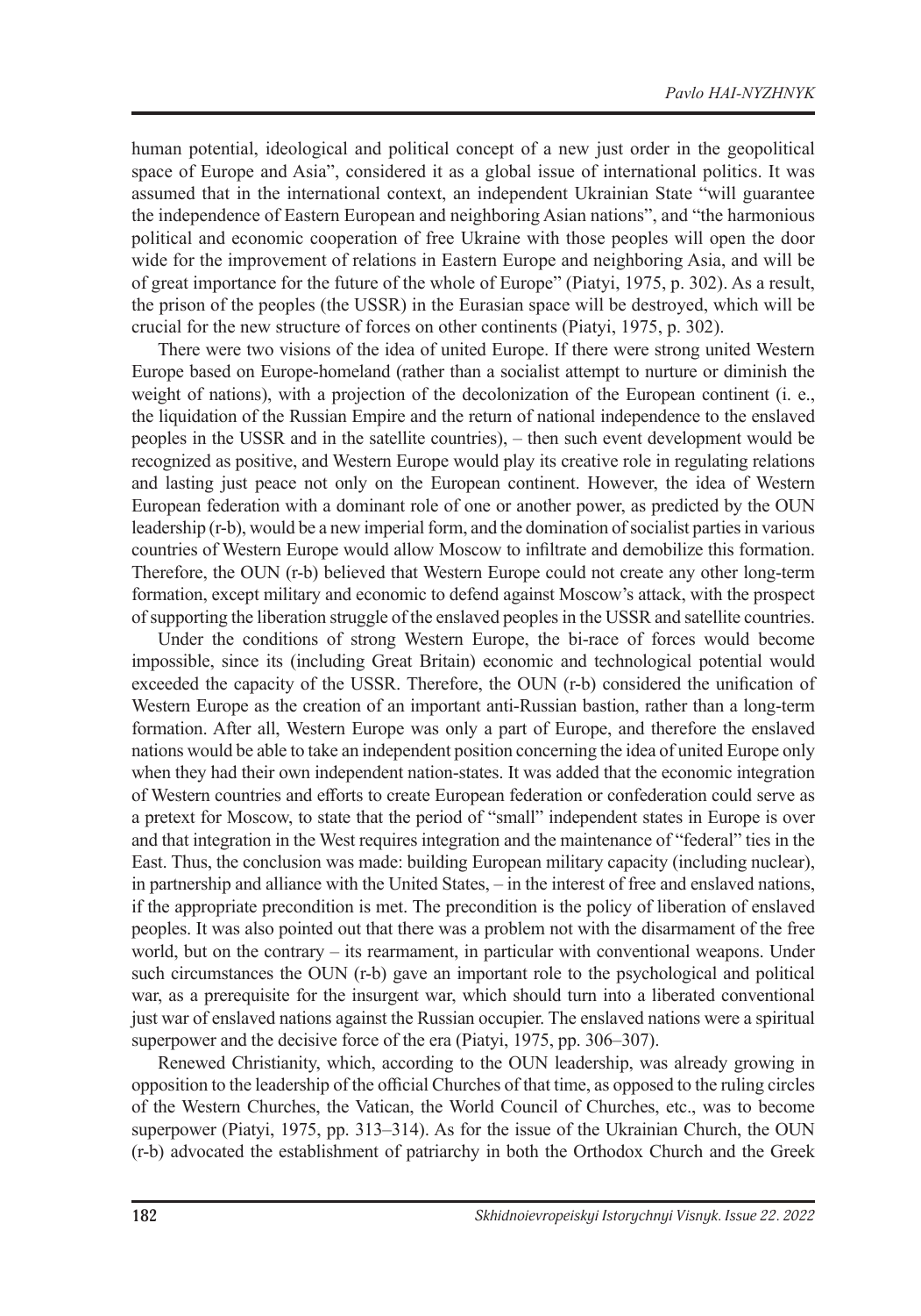human potential, ideological and political concept of a new just order in the geopolitical space of Europe and Asia", considered it as a global issue of international politics. It was assumed that in the international context, an independent Ukrainian State "will guarantee the independence of Eastern European and neighboring Asian nations", and "the harmonious political and economic cooperation of free Ukraine with those peoples will open the door wide for the improvement of relations in Eastern Europe and neighboring Asia, and will be of great importance for the future of the whole of Europe" (Piatyi, 1975, p. 302). As a result, the prison of the peoples (the USSR) in the Eurasian space will be destroyed, which will be crucial for the new structure of forces on other continents (Piatyi, 1975, p. 302).

There were two visions of the idea of united Europe. If there were strong united Western Europe based on Europe-homeland (rather than a socialist attempt to nurture or diminish the weight of nations), with a projection of the decolonization of the European continent (i. e., the liquidation of the Russian Empire and the return of national independence to the enslaved peoples in the USSR and in the satellite countries), – then such event development would be recognized as positive, and Western Europe would play its creative role in regulating relations and lasting just peace not only on the European continent. However, the idea of Western European federation with a dominant role of one or another power, as predicted by the OUN leadership (r-b), would be a new imperial form, and the domination of socialist parties in various countries of Western Europe would allow Moscow to infiltrate and demobilize this formation. Therefore, the OUN (r-b) believed that Western Europe could not create any other long-term formation, except military and economic to defend against Moscow's attack, with the prospect of supporting the liberation struggle of the enslaved peoples in the USSR and satellite countries.

Under the conditions of strong Western Europe, the bi-race of forces would become impossible, since its (including Great Britain) economic and technological potential would exceeded the capacity of the USSR. Therefore, the OUN (r-b) considered the unification of Western Europe as the creation of an important anti-Russian bastion, rather than a long-term formation. After all, Western Europe was only a part of Europe, and therefore the enslaved nations would be able to take an independent position concerning the idea of united Europe only when they had their own independent nation-states. It was added that the economic integration of Western countries and efforts to create European federation or confederation could serve as a pretext for Moscow, to state that the period of "small" independent states in Europe is over and that integration in the West requires integration and the maintenance of "federal" ties in the East. Thus, the conclusion was made: building European military capacity (including nuclear), in partnership and alliance with the United States, – in the interest of free and enslaved nations, if the appropriate precondition is met. The precondition is the policy of liberation of enslaved peoples. It was also pointed out that there was a problem not with the disarmament of the free world, but on the contrary – its rearmament, in particular with conventional weapons. Under such circumstances the OUN (r-b) gave an important role to the psychological and political war, as a prerequisite for the insurgent war, which should turn into a liberated conventional just war of enslaved nations against the Russian occupier. The enslaved nations were a spiritual superpower and the decisive force of the era (Piatyi, 1975, pp. 306–307).

Renewed Christianity, which, according to the OUN leadership, was already growing in opposition to the leadership of the official Churches of that time, as opposed to the ruling circles of the Western Churches, the Vatican, the World Council of Churches, etc., was to become superpower (Piatyi, 1975, pp. 313–314). As for the issue of the Ukrainian Church, the OUN (r-b) advocated the establishment of patriarchy in both the Orthodox Church and the Greek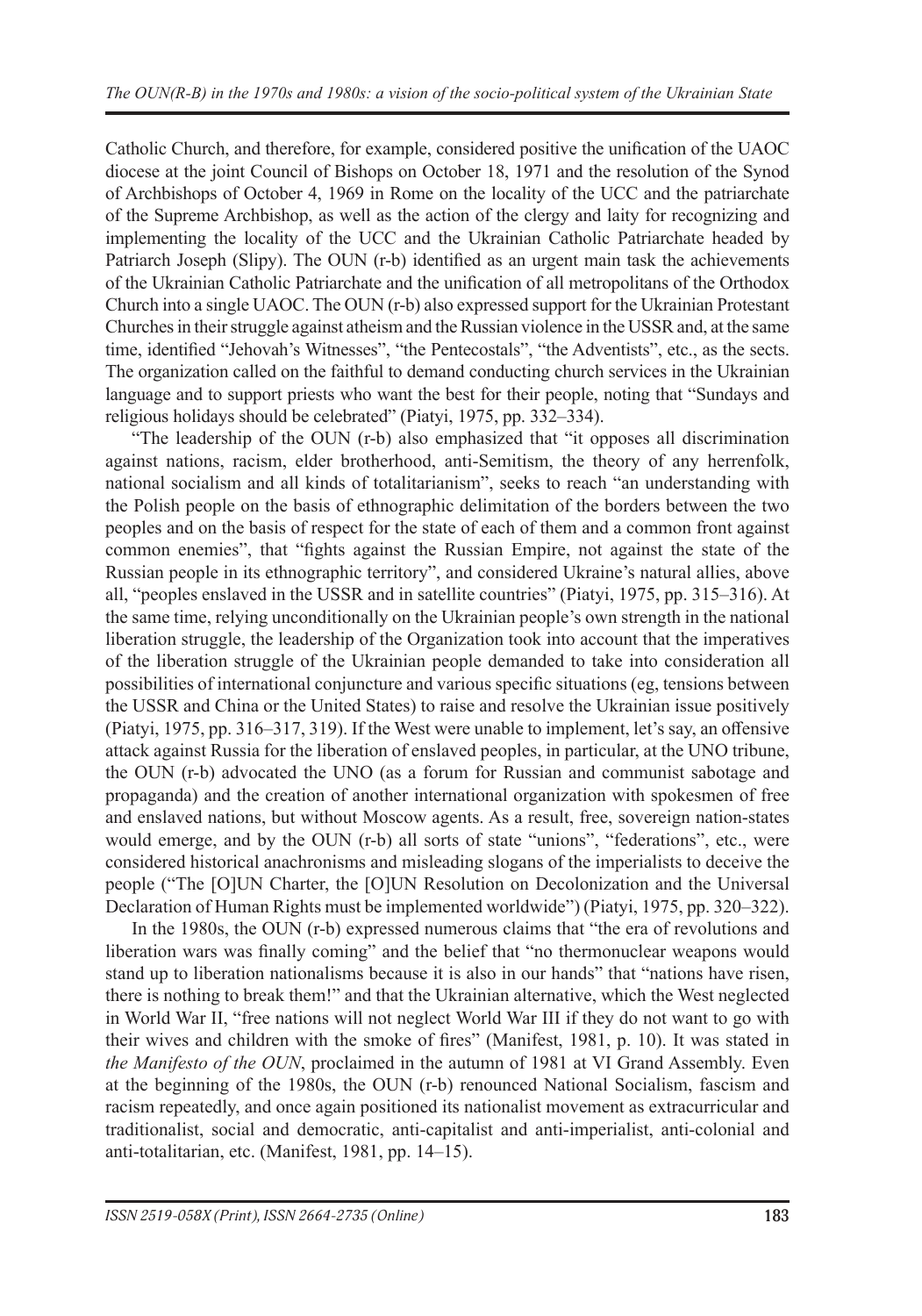Catholic Church, and therefore, for example, considered positive the unification of the UAOC diocese at the joint Council of Bishops on October 18, 1971 and the resolution of the Synod of Archbishops of October 4, 1969 in Rome on the locality of the UCC and the patriarchate of the Supreme Archbishop, as well as the action of the clergy and laity for recognizing and implementing the locality of the UCC and the Ukrainian Catholic Patriarchate headed by Patriarch Joseph (Slipy). The OUN (r-b) identified as an urgent main task the achievements of the Ukrainian Catholic Patriarchate and the unification of all metropolitans of the Orthodox Church into a single UAOC. The OUN (r-b) also expressed support for the Ukrainian Protestant Churches in their struggle against atheism and the Russian violence in the USSR and, at the same time, identified "Jehovah's Witnesses", "the Pentecostals", "the Adventists", etc., as the sects. The organization called on the faithful to demand conducting church services in the Ukrainian language and to support priests who want the best for their people, noting that "Sundays and religious holidays should be celebrated" (Piatyi, 1975, pp. 332–334).

"The leadership of the OUN (r-b) also emphasized that "it opposes all discrimination against nations, racism, elder brotherhood, anti-Semitism, the theory of any herrenfolk, national socialism and all kinds of totalitarianism", seeks to reach "an understanding with the Polish people on the basis of ethnographic delimitation of the borders between the two peoples and on the basis of respect for the state of each of them and a common front against common enemies", that "fights against the Russian Empire, not against the state of the Russian people in its ethnographic territory", and considered Ukraine's natural allies, above all, "peoples enslaved in the USSR and in satellite countries" (Piatyi, 1975, pp. 315–316). At the same time, relying unconditionally on the Ukrainian people's own strength in the national liberation struggle, the leadership of the Organization took into account that the imperatives of the liberation struggle of the Ukrainian people demanded to take into consideration all possibilities of international conjuncture and various specific situations (eg, tensions between the USSR and China or the United States) to raise and resolve the Ukrainian issue positively (Piatyi, 1975, pp. 316–317, 319). If the West were unable to implement, let's say, an offensive attack against Russia for the liberation of enslaved peoples, in particular, at the UNO tribune, the OUN (r-b) advocated the UNO (as a forum for Russian and communist sabotage and propaganda) and the creation of another international organization with spokesmen of free and enslaved nations, but without Moscow agents. As a result, free, sovereign nation-states would emerge, and by the OUN (r-b) all sorts of state "unions", "federations", etc., were considered historical anachronisms and misleading slogans of the imperialists to deceive the people ("The [O]UN Charter, the [O]UN Resolution on Decolonization and the Universal Declaration of Human Rights must be implemented worldwide") (Piatyi, 1975, pp. 320–322).

In the 1980s, the OUN (r-b) expressed numerous claims that "the era of revolutions and liberation wars was finally coming" and the belief that "no thermonuclear weapons would stand up to liberation nationalisms because it is also in our hands" that "nations have risen, there is nothing to break them!" and that the Ukrainian alternative, which the West neglected in World War II, "free nations will not neglect World War III if they do not want to go with their wives and children with the smoke of fires" (Manifest, 1981, p. 10). It was stated in *the Manifesto of the OUN*, proclaimed in the autumn of 1981 at VI Grand Assembly. Even at the beginning of the 1980s, the OUN (r-b) renounced National Socialism, fascism and racism repeatedly, and once again positioned its nationalist movement as extracurricular and traditionalist, social and democratic, anti-capitalist and anti-imperialist, anti-colonial and anti-totalitarian, etc. (Manifest, 1981, pp. 14–15).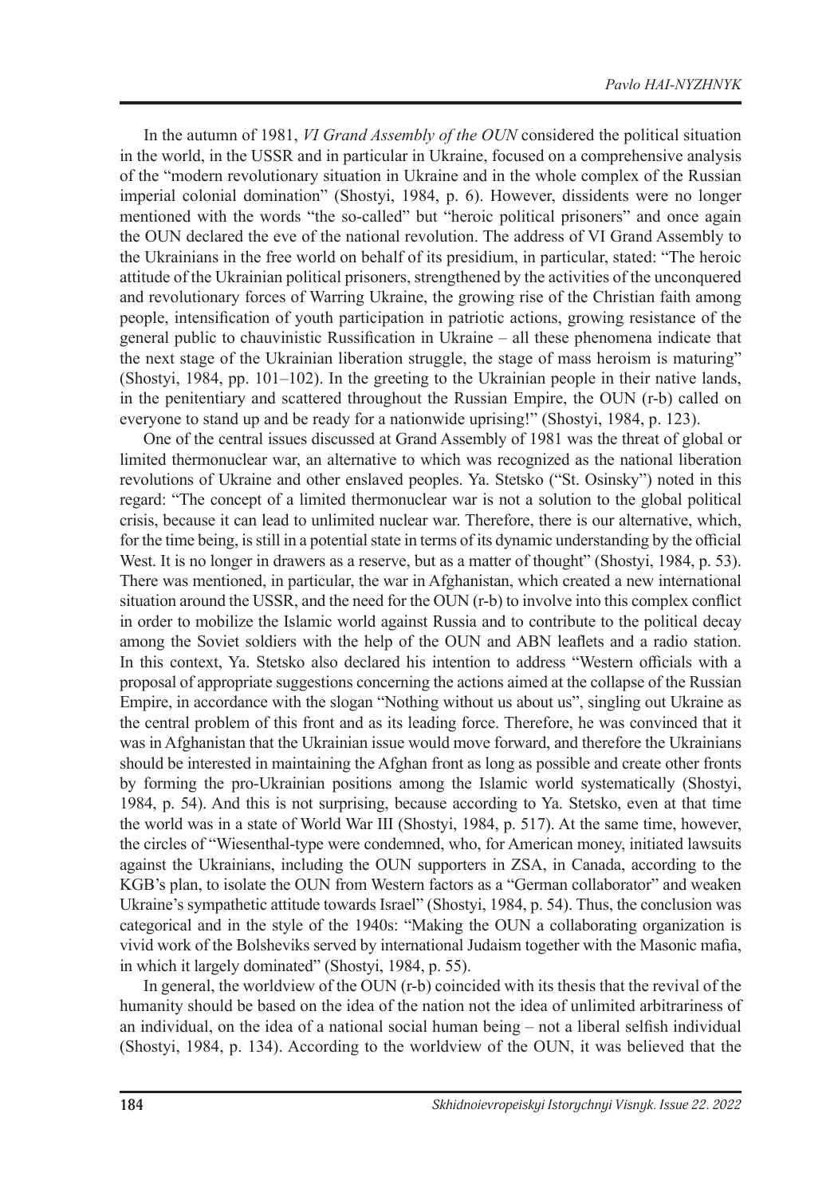In the autumn of 1981, *VI Grand Assembly of the OUN* considered the political situation in the world, in the USSR and in particular in Ukraine, focused on a comprehensive analysis of the "modern revolutionary situation in Ukraine and in the whole complex of the Russian imperial colonial domination" (Shostyi, 1984, p. 6). However, dissidents were no longer mentioned with the words "the so-called" but "heroic political prisoners" and once again the OUN declared the eve of the national revolution. The address of VI Grand Assembly to the Ukrainians in the free world on behalf of its presidium, in particular, stated: "The heroic attitude of the Ukrainian political prisoners, strengthened by the activities of the unconquered and revolutionary forces of Warring Ukraine, the growing rise of the Christian faith among people, intensification of youth participation in patriotic actions, growing resistance of the general public to chauvinistic Russification in Ukraine – all these phenomena indicate that the next stage of the Ukrainian liberation struggle, the stage of mass heroism is maturing" (Shostyi, 1984, pp. 101–102). In the greeting to the Ukrainian people in their native lands, in the penitentiary and scattered throughout the Russian Empire, the OUN (r-b) called on everyone to stand up and be ready for a nationwide uprising!" (Shostyi, 1984, p. 123).

One of the central issues discussed at Grand Assembly of 1981 was the threat of global or limited thermonuclear war, an alternative to which was recognized as the national liberation revolutions of Ukraine and other enslaved peoples. Ya. Stetsko ("St. Osinsky") noted in this regard: "The concept of a limited thermonuclear war is not a solution to the global political crisis, because it can lead to unlimited nuclear war. Therefore, there is our alternative, which, for the time being, is still in a potential state in terms of its dynamic understanding by the official West. It is no longer in drawers as a reserve, but as a matter of thought" (Shostyi, 1984, p. 53). There was mentioned, in particular, the war in Afghanistan, which created a new international situation around the USSR, and the need for the OUN (r-b) to involve into this complex conflict in order to mobilize the Islamic world against Russia and to contribute to the political decay among the Soviet soldiers with the help of the OUN and ABN leaflets and a radio station. In this context, Ya. Stetsko also declared his intention to address "Western officials with a proposal of appropriate suggestions concerning the actions aimed at the collapse of the Russian Empire, in accordance with the slogan "Nothing without us about us", singling out Ukraine as the central problem of this front and as its leading force. Therefore, he was convinced that it was in Afghanistan that the Ukrainian issue would move forward, and therefore the Ukrainians should be interested in maintaining the Afghan front as long as possible and create other fronts by forming the pro-Ukrainian positions among the Islamic world systematically (Shostyi, 1984, p. 54). And this is not surprising, because according to Ya. Stetsko, even at that time the world was in a state of World War III (Shostyi, 1984, p. 517). At the same time, however, the circles of "Wiesenthal-type were condemned, who, for American money, initiated lawsuits against the Ukrainians, including the OUN supporters in ZSA, in Canada, according to the KGB's plan, to isolate the OUN from Western factors as a "German collaborator" and weaken Ukraine's sympathetic attitude towards Israel" (Shostyi, 1984, p. 54). Thus, the conclusion was categorical and in the style of the 1940s: "Making the OUN a collaborating organization is vivid work of the Bolsheviks served by international Judaism together with the Masonic mafia, in which it largely dominated" (Shostyi, 1984, p. 55).

In general, the worldview of the OUN (r-b) coincided with its thesis that the revival of the humanity should be based on the idea of the nation not the idea of unlimited arbitrariness of an individual, on the idea of a national social human being – not a liberal selfish individual (Shostyi, 1984, p. 134). According to the worldview of the OUN, it was believed that the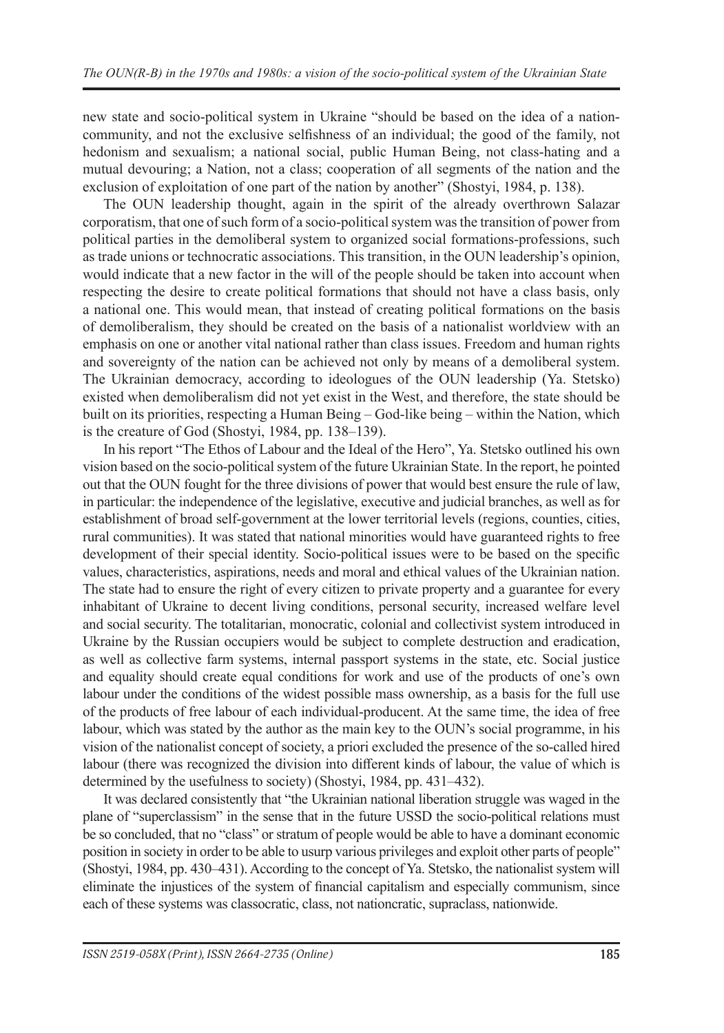new state and socio-political system in Ukraine "should be based on the idea of a nation-community, and not the exclusive selfishness of an individual; the good of the family, not hedonism and sexualism; a national social, public Human Being, not class-hating and a mutual devouring; a Nation, not a class; cooperation of all segments of the nation and the exclusion of exploitation of one part of the nation by another" (Shostyi, 1984, p. 138).

The OUN leadership thought, again in the spirit of the already overthrown Salazar corporatism, that one of such form of a socio-political system was the transition of power from political parties in the demoliberal system to organized social formations-professions, such as trade unions or technocratic associations. This transition, in the OUN leadership's opinion, would indicate that a new factor in the will of the people should be taken into account when respecting the desire to create political formations that should not have a class basis, only a national one. This would mean, that instead of creating political formations on the basis of demoliberalism, they should be created on the basis of a nationalist worldview with an emphasis on one or another vital national rather than class issues. Freedom and human rights and sovereignty of the nation can be achieved not only by means of a demoliberal system. The Ukrainian democracy, according to ideologues of the OUN leadership (Ya. Stetsko) existed when demoliberalism did not yet exist in the West, and therefore, the state should be built on its priorities, respecting a Human Being – God-like being – within the Nation, which is the creature of God (Shostyi, 1984, pp. 138–139).

In his report "The Ethos of Labour and the Ideal of the Hero", Ya. Stetsko outlined his own vision based on the socio-political system of the future Ukrainian State. In the report, he pointed out that the OUN fought for the three divisions of power that would best ensure the rule of law, in particular: the independence of the legislative, executive and judicial branches, as well as for establishment of broad self-government at the lower territorial levels (regions, counties, cities, rural communities). It was stated that national minorities would have guaranteed rights to free development of their special identity. Socio-political issues were to be based on the specific values, characteristics, aspirations, needs and moral and ethical values of the Ukrainian nation. The state had to ensure the right of every citizen to private property and a guarantee for every inhabitant of Ukraine to decent living conditions, personal security, increased welfare level and social security. The totalitarian, monocratic, colonial and collectivist system introduced in Ukraine by the Russian occupiers would be subject to complete destruction and eradication, as well as collective farm systems, internal passport systems in the state, etc. Social justice and equality should create equal conditions for work and use of the products of one's own labour under the conditions of the widest possible mass ownership, as a basis for the full use of the products of free labour of each individual-producent. At the same time, the idea of free labour, which was stated by the author as the main key to the OUN's social programme, in his vision of the nationalist concept of society, a priori excluded the presence of the so-called hired labour (there was recognized the division into different kinds of labour, the value of which is determined by the usefulness to society) (Shostyi, 1984, pp. 431–432).

It was declared consistently that "the Ukrainian national liberation struggle was waged in the plane of "superclassism" in the sense that in the future USSD the socio-political relations must be so concluded, that no "class" or stratum of people would be able to have a dominant economic position in society in order to be able to usurp various privileges and exploit other parts of people" (Shostyi, 1984, pp. 430–431). According to the concept of Ya. Stetsko, the nationalist system will eliminate the injustices of the system of financial capitalism and especially communism, since each of these systems was classocratic, class, not nationcratic, supraclass, nationwide.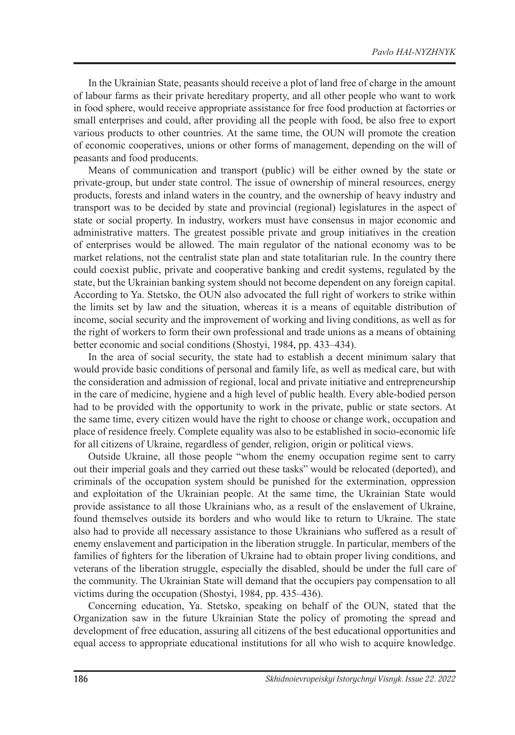In the Ukrainian State, peasants should receive a plot of land free of charge in the amount of labour farms as their private hereditary property, and all other people who want to work in food sphere, would receive appropriate assistance for free food production at factorries or small enterprises and could, after providing all the people with food, be also free to export various products to other countries. At the same time, the OUN will promote the creation of economic cooperatives, unions or other forms of management, depending on the will of peasants and food producents.

Means of communication and transport (public) will be either owned by the state or private-group, but under state control. The issue of ownership of mineral resources, energy products, forests and inland waters in the country, and the ownership of heavy industry and transport was to be decided by state and provincial (regional) legislatures in the aspect of state or social property. In industry, workers must have consensus in major economic and administrative matters. The greatest possible private and group initiatives in the creation of enterprises would be allowed. The main regulator of the national economy was to be market relations, not the centralist state plan and state totalitarian rule. In the country there could coexist public, private and cooperative banking and credit systems, regulated by the state, but the Ukrainian banking system should not become dependent on any foreign capital. According to Ya. Stetsko, the OUN also advocated the full right of workers to strike within the limits set by law and the situation, whereas it is a means of equitable distribution of income, social security and the improvement of working and living conditions, as well as for the right of workers to form their own professional and trade unions as a means of obtaining better economic and social conditions (Shostyi, 1984, pp. 433–434).

In the area of social security, the state had to establish a decent minimum salary that would provide basic conditions of personal and family life, as well as medical care, but with the consideration and admission of regional, local and private initiative and entrepreneurship in the care of medicine, hygiene and a high level of public health. Every able-bodied person had to be provided with the opportunity to work in the private, public or state sectors. At the same time, every citizen would have the right to choose or change work, occupation and place of residence freely. Complete equality was also to be established in socio-economic life for all citizens of Ukraine, regardless of gender, religion, origin or political views.

Outside Ukraine, all those people "whom the enemy occupation regime sent to carry out their imperial goals and they carried out these tasks" would be relocated (deported), and criminals of the occupation system should be punished for the extermination, oppression and exploitation of the Ukrainian people. At the same time, the Ukrainian State would provide assistance to all those Ukrainians who, as a result of the enslavement of Ukraine, found themselves outside its borders and who would like to return to Ukraine. The state also had to provide all necessary assistance to those Ukrainians who suffered as a result of enemy enslavement and participation in the liberation struggle. In particular, members of the families of fighters for the liberation of Ukraine had to obtain proper living conditions, and veterans of the liberation struggle, especially the disabled, should be under the full care of the community. The Ukrainian State will demand that the occupiers pay compensation to all victims during the occupation (Shostyi, 1984, pp. 435–436).

Concerning education, Ya. Stetsko, speaking on behalf of the OUN, stated that the Organization saw in the future Ukrainian State the policy of promoting the spread and development of free education, assuring all citizens of the best educational opportunities and equal access to appropriate educational institutions for all who wish to acquire knowledge.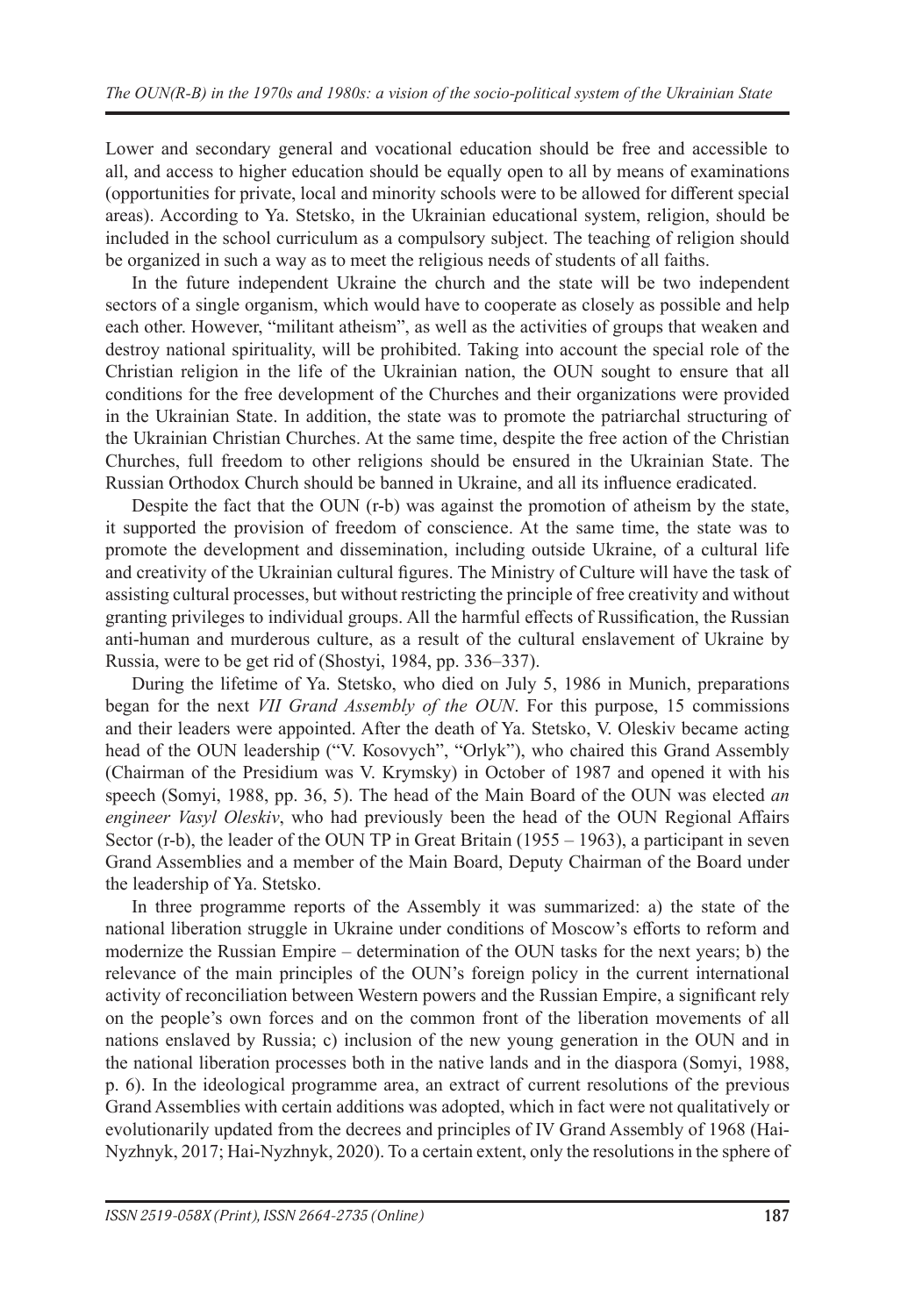Lower and secondary general and vocational education should be free and accessible to all, and access to higher education should be equally open to all by means of examinations (opportunities for private, local and minority schools were to be allowed for different special areas). According to Ya. Stetsko, in the Ukrainian educational system, religion, should be included in the school curriculum as a compulsory subject. The teaching of religion should be organized in such a way as to meet the religious needs of students of all faiths.

In the future independent Ukraine the church and the state will be two independent sectors of a single organism, which would have to cooperate as closely as possible and help each other. However, "militant atheism", as well as the activities of groups that weaken and destroy national spirituality, will be prohibited. Taking into account the special role of the Christian religion in the life of the Ukrainian nation, the OUN sought to ensure that all conditions for the free development of the Churches and their organizations were provided in the Ukrainian State. In addition, the state was to promote the patriarchal structuring of the Ukrainian Christian Churches. At the same time, despite the free action of the Christian Churches, full freedom to other religions should be ensured in the Ukrainian State. The Russian Orthodox Church should be banned in Ukraine, and all its influence eradicated.

Despite the fact that the OUN (r-b) was against the promotion of atheism by the state, it supported the provision of freedom of conscience. At the same time, the state was to promote the development and dissemination, including outside Ukraine, of a cultural life and creativity of the Ukrainian cultural figures. The Ministry of Culture will have the task of assisting cultural processes, but without restricting the principle of free creativity and without granting privileges to individual groups. All the harmful effects of Russification, the Russian anti-human and murderous culture, as a result of the cultural enslavement of Ukraine by Russia, were to be get rid of (Shostyi, 1984, pp. 336–337).

During the lifetime of Ya. Stetsko, who died on July 5, 1986 in Munich, preparations began for the next *VII Grand Assembly of the OUN*. For this purpose, 15 commissions and their leaders were appointed. After the death of Ya. Stetsko, V. Oleskiv became acting head of the OUN leadership ("V. Kosovych", "Orlyk"), who chaired this Grand Assembly (Chairman of the Presidium was V. Krymsky) in October of 1987 and opened it with his speech (Somyi, 1988, pp. 36, 5). The head of the Main Board of the OUN was elected *an engineer Vasyl Oleskiv*, who had previously been the head of the OUN Regional Affairs Sector (r-b), the leader of the OUN TP in Great Britain (1955 – 1963), a participant in seven Grand Assemblies and a member of the Main Board, Deputy Chairman of the Board under the leadership of Ya. Stetsko.

In three programme reports of the Assembly it was summarized: a) the state of the national liberation struggle in Ukraine under conditions of Moscow's efforts to reform and modernize the Russian Empire – determination of the OUN tasks for the next years; b) the relevance of the main principles of the OUN's foreign policy in the current international activity of reconciliation between Western powers and the Russian Empire, a significant rely on the people's own forces and on the common front of the liberation movements of all nations enslaved by Russia; c) inclusion of the new young generation in the OUN and in the national liberation processes both in the native lands and in the diaspora (Somyi, 1988, p. 6). In the ideological programme area, an extract of current resolutions of the previous Grand Assemblies with certain additions was adopted, which in fact were not qualitatively or evolutionarily updated from the decrees and principles of IV Grand Assembly of 1968 (Hai-Nyzhnyk, 2017; Hai-Nyzhnyk, 2020). To a certain extent, only the resolutions in the sphere of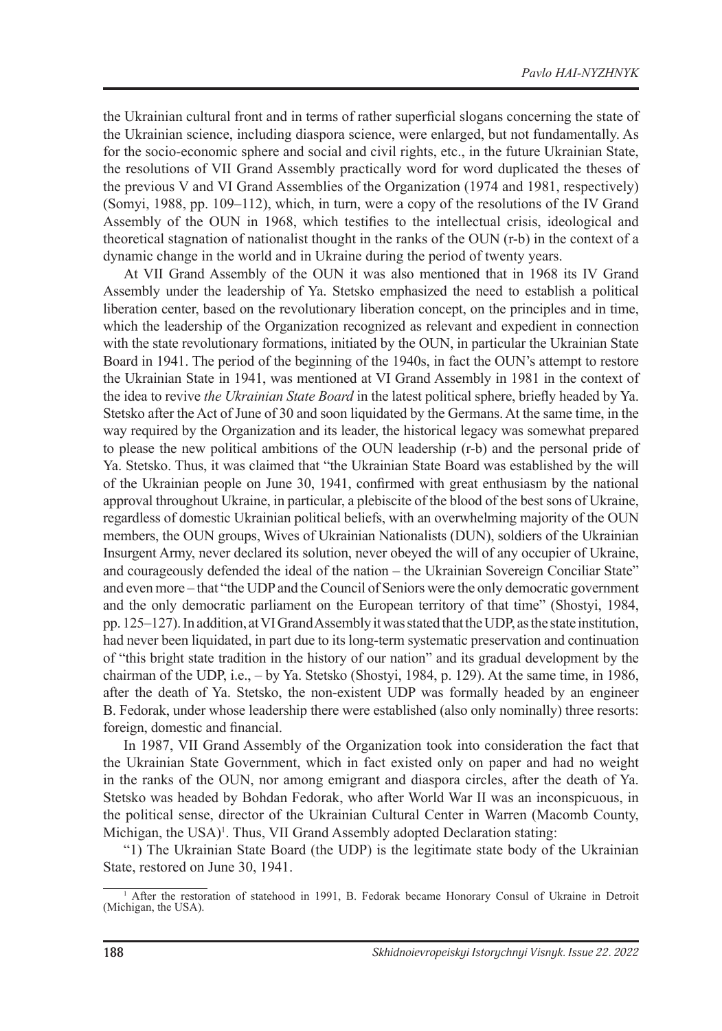the Ukrainian cultural front and in terms of rather superficial slogans concerning the state of the Ukrainian science, including diaspora science, were enlarged, but not fundamentally. As for the socio-economic sphere and social and civil rights, etc., in the future Ukrainian State, the resolutions of VII Grand Assembly practically word for word duplicated the theses of the previous V and VI Grand Assemblies of the Organization (1974 and 1981, respectively) (Somyi, 1988, pp. 109–112), which, in turn, were a copy of the resolutions of the IV Grand Assembly of the OUN in 1968, which testifies to the intellectual crisis, ideological and theoretical stagnation of nationalist thought in the ranks of the OUN (r-b) in the context of a dynamic change in the world and in Ukraine during the period of twenty years.

At VII Grand Assembly of the OUN it was also mentioned that in 1968 its IV Grand Assembly under the leadership of Ya. Stetsko emphasized the need to establish a political liberation center, based on the revolutionary liberation concept, on the principles and in time, which the leadership of the Organization recognized as relevant and expedient in connection with the state revolutionary formations, initiated by the OUN, in particular the Ukrainian State Board in 1941. The period of the beginning of the 1940s, in fact the OUN's attempt to restore the Ukrainian State in 1941, was mentioned at VI Grand Assembly in 1981 in the context of the idea to revive *the Ukrainian State Board* in the latest political sphere, briefly headed by Ya. Stetsko after the Act of June of 30 and soon liquidated by the Germans. At the same time, in the way required by the Organization and its leader, the historical legacy was somewhat prepared to please the new political ambitions of the OUN leadership (r-b) and the personal pride of Ya. Stetsko. Thus, it was claimed that "the Ukrainian State Board was established by the will of the Ukrainian people on June 30, 1941, confirmed with great enthusiasm by the national approval throughout Ukraine, in particular, a plebiscite of the blood of the best sons of Ukraine, regardless of domestic Ukrainian political beliefs, with an overwhelming majority of the OUN members, the OUN groups, Wives of Ukrainian Nationalists (DUN), soldiers of the Ukrainian Insurgent Army, never declared its solution, never obeyed the will of any occupier of Ukraine, and courageously defended the ideal of the nation – the Ukrainian Sovereign Conciliar State" and even more – that "the UDP and the Council of Seniors were the only democratic government and the only democratic parliament on the European territory of that time" (Shostyi, 1984, pp. 125–127). In addition, at VI Grand Assembly it was stated that the UDP, as the state institution, had never been liquidated, in part due to its long-term systematic preservation and continuation of "this bright state tradition in the history of our nation" and its gradual development by the chairman of the UDP, i.e., – by Ya. Stetsko (Shostyi, 1984, p. 129). At the same time, in 1986, after the death of Ya. Stetsko, the non-existent UDP was formally headed by an engineer B. Fedorak, under whose leadership there were established (also only nominally) three resorts: foreign, domestic and financial.

In 1987, VII Grand Assembly of the Organization took into consideration the fact that the Ukrainian State Government, which in fact existed only on paper and had no weight in the ranks of the OUN, nor among emigrant and diaspora circles, after the death of Ya. Stetsko was headed by Bohdan Fedorak, who after World War II was an inconspicuous, in the political sense, director of the Ukrainian Cultural Center in Warren (Macomb County, Michigan, the USA)[1]. Thus, VII Grand Assembly adopted Declaration stating:

"1) The Ukrainian State Board (the UDP) is the legitimate state body of the Ukrainian State, restored on June 30, 1941.

[1] After the restoration of statehood in 1991, B. Fedorak became Honorary Consul of Ukraine in Detroit (Michigan, the USA).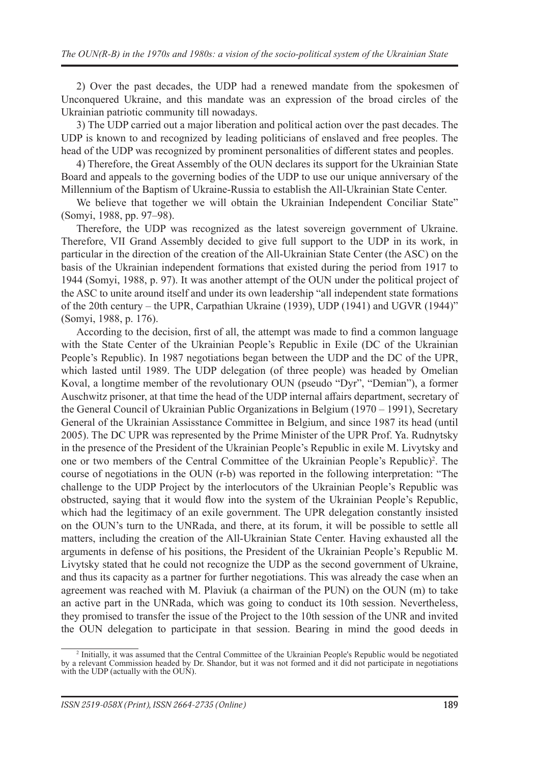2) Over the past decades, the UDP had a renewed mandate from the spokesmen of Unconquered Ukraine, and this mandate was an expression of the broad circles of the Ukrainian patriotic community till nowadays.

3) The UDP carried out a major liberation and political action over the past decades. The UDP is known to and recognized by leading politicians of enslaved and free peoples. The head of the UDP was recognized by prominent personalities of different states and peoples.

4) Therefore, the Great Assembly of the OUN declares its support for the Ukrainian State Board and appeals to the governing bodies of the UDP to use our unique anniversary of the Millennium of the Baptism of Ukraine-Russia to establish the All-Ukrainian State Center.

We believe that together we will obtain the Ukrainian Independent Conciliar State" (Somyi, 1988, pp. 97–98).

Therefore, the UDP was recognized as the latest sovereign government of Ukraine. Therefore, VII Grand Assembly decided to give full support to the UDP in its work, in particular in the direction of the creation of the All-Ukrainian State Center (the ASC) on the basis of the Ukrainian independent formations that existed during the period from 1917 to 1944 (Somyi, 1988, p. 97). It was another attempt of the OUN under the political project of the ASC to unite around itself and under its own leadership "all independent state formations of the 20th century – the UPR, Carpathian Ukraine (1939), UDP (1941) and UGVR (1944)" (Somyi, 1988, p. 176).

According to the decision, first of all, the attempt was made to find a common language with the State Center of the Ukrainian People's Republic in Exile (DC of the Ukrainian People's Republic). In 1987 negotiations began between the UDP and the DC of the UPR, which lasted until 1989. The UDP delegation (of three people) was headed by Omelian Koval, a longtime member of the revolutionary OUN (pseudo "Dyr", "Demian"), a former Auschwitz prisoner, at that time the head of the UDP internal affairs department, secretary of the General Council of Ukrainian Public Organizations in Belgium (1970 – 1991), Secretary General of the Ukrainian Assisstance Committee in Belgium, and since 1987 its head (until 2005). The DC UPR was represented by the Prime Minister of the UPR Prof. Ya. Rudnytsky in the presence of the President of the Ukrainian People's Republic in exile M. Livytsky and one or two members of the Central Committee of the Ukrainian People's Republic)[2]. The course of negotiations in the OUN (r-b) was reported in the following interpretation: "The challenge to the UDP Project by the interlocutors of the Ukrainian People's Republic was obstructed, saying that it would flow into the system of the Ukrainian People's Republic, which had the legitimacy of an exile government. The UPR delegation constantly insisted on the OUN's turn to the UNRada, and there, at its forum, it will be possible to settle all matters, including the creation of the All-Ukrainian State Center. Having exhausted all the arguments in defense of his positions, the President of the Ukrainian People's Republic M. Livytsky stated that he could not recognize the UDP as the second government of Ukraine, and thus its capacity as a partner for further negotiations. This was already the case when an agreement was reached with M. Plaviuk (a chairman of the PUN) on the OUN (m) to take an active part in the UNRada, which was going to conduct its 10th session. Nevertheless, they promised to transfer the issue of the Project to the 10th session of the UNR and invited the OUN delegation to participate in that session. Bearing in mind the good deeds in

[2] Initially, it was assumed that the Central Committee of the Ukrainian People's Republic would be negotiated by a relevant Commission headed by Dr. Shandor, but it was not formed and it did not participate in negotiations with the UDP (actually with the OUN).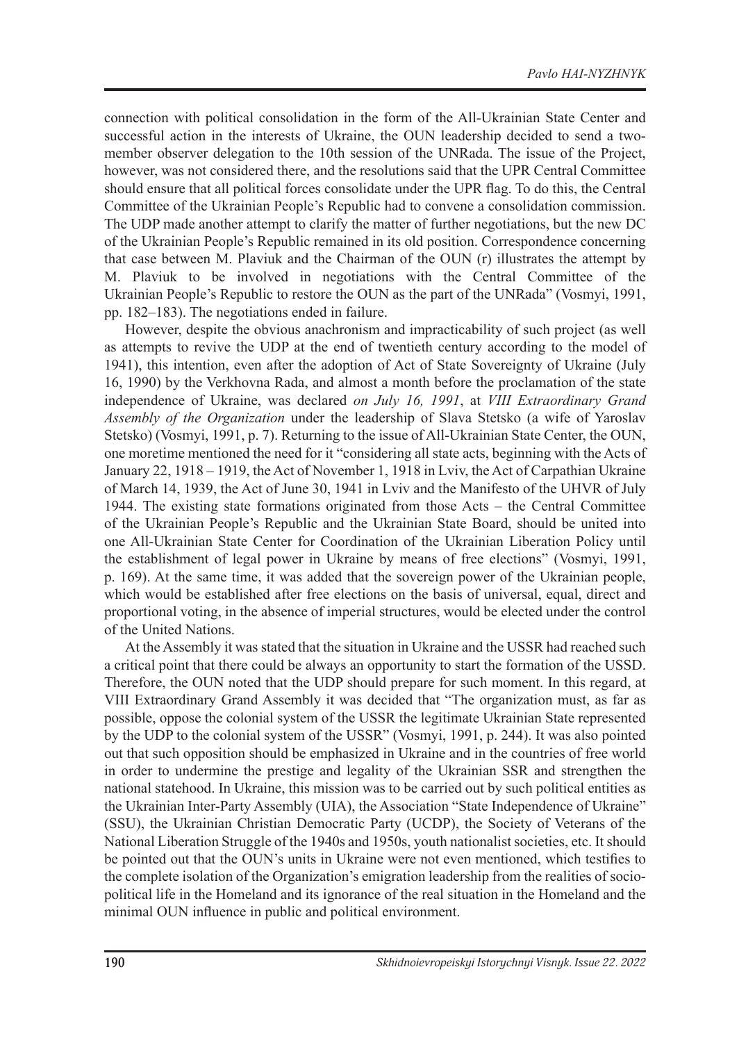connection with political consolidation in the form of the All-Ukrainian State Center and successful action in the interests of Ukraine, the OUN leadership decided to send a two-member observer delegation to the 10th session of the UNRada. The issue of the Project, however, was not considered there, and the resolutions said that the UPR Central Committee should ensure that all political forces consolidate under the UPR flag. To do this, the Central Committee of the Ukrainian People's Republic had to convene a consolidation commission. The UDP made another attempt to clarify the matter of further negotiations, but the new DC of the Ukrainian People's Republic remained in its old position. Correspondence concerning that case between M. Plaviuk and the Chairman of the OUN (r) illustrates the attempt by M. Plaviuk to be involved in negotiations with the Central Committee of the Ukrainian People's Republic to restore the OUN as the part of the UNRada" (Vosmyi, 1991, pp. 182–183). The negotiations ended in failure.

However, despite the obvious anachronism and impracticability of such project (as well as attempts to revive the UDP at the end of twentieth century according to the model of 1941), this intention, even after the adoption of Act of State Sovereignty of Ukraine (July 16, 1990) by the Verkhovna Rada, and almost a month before the proclamation of the state independence of Ukraine, was declared *on July 16, 1991*, at *VIII Extraordinary Grand Assembly of the Organization* under the leadership of Slava Stetsko (a wife of Yaroslav Stetsko) (Vosmyi, 1991, p. 7). Returning to the issue of All-Ukrainian State Center, the OUN, one moretime mentioned the need for it "considering all state acts, beginning with the Acts of January 22, 1918 – 1919, the Act of November 1, 1918 in Lviv, the Act of Carpathian Ukraine of March 14, 1939, the Act of June 30, 1941 in Lviv and the Manifesto of the UHVR of July 1944. The existing state formations originated from those Acts – the Central Committee of the Ukrainian People's Republic and the Ukrainian State Board, should be united into one All-Ukrainian State Center for Coordination of the Ukrainian Liberation Policy until the establishment of legal power in Ukraine by means of free elections" (Vosmyi, 1991, p. 169). At the same time, it was added that the sovereign power of the Ukrainian people, which would be established after free elections on the basis of universal, equal, direct and proportional voting, in the absence of imperial structures, would be elected under the control of the United Nations.

At the Assembly it was stated that the situation in Ukraine and the USSR had reached such a critical point that there could be always an opportunity to start the formation of the USSD. Therefore, the OUN noted that the UDP should prepare for such moment. In this regard, at VIII Extraordinary Grand Assembly it was decided that "The organization must, as far as possible, oppose the colonial system of the USSR the legitimate Ukrainian State represented by the UDP to the colonial system of the USSR" (Vosmyi, 1991, p. 244). It was also pointed out that such opposition should be emphasized in Ukraine and in the countries of free world in order to undermine the prestige and legality of the Ukrainian SSR and strengthen the national statehood. In Ukraine, this mission was to be carried out by such political entities as the Ukrainian Inter-Party Assembly (UIA), the Association "State Independence of Ukraine" (SSU), the Ukrainian Christian Democratic Party (UCDP), the Society of Veterans of the National Liberation Struggle of the 1940s and 1950s, youth nationalist societies, etc. It should be pointed out that the OUN's units in Ukraine were not even mentioned, which testifies to the complete isolation of the Organization's emigration leadership from the realities of socio-political life in the Homeland and its ignorance of the real situation in the Homeland and the minimal OUN influence in public and political environment.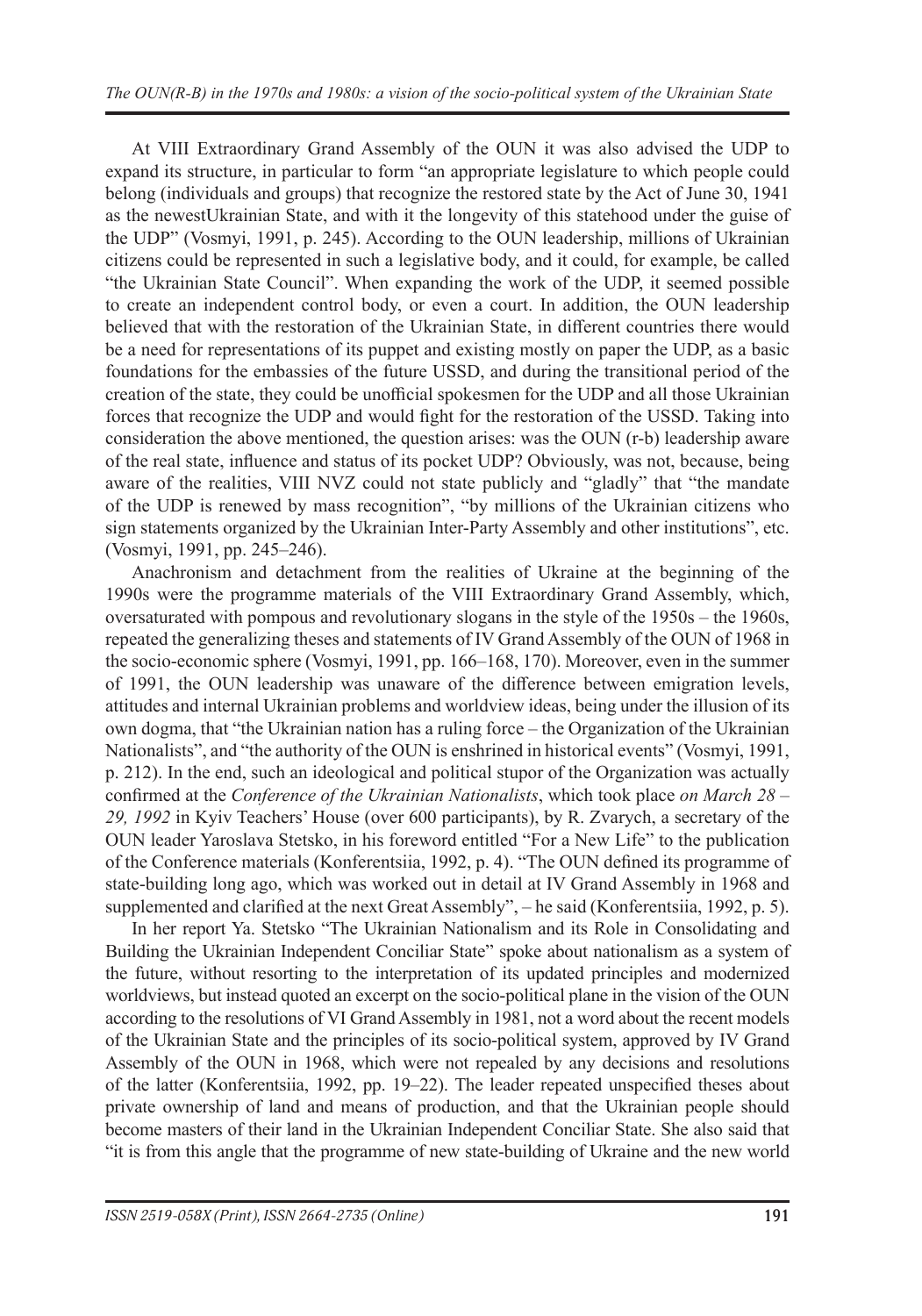At VIII Extraordinary Grand Assembly of the OUN it was also advised the UDP to expand its structure, in particular to form "an appropriate legislature to which people could belong (individuals and groups) that recognize the restored state by the Act of June 30, 1941 as the newestUkrainian State, and with it the longevity of this statehood under the guise of the UDP" (Vosmyi, 1991, p. 245). According to the OUN leadership, millions of Ukrainian citizens could be represented in such a legislative body, and it could, for example, be called "the Ukrainian State Council". When expanding the work of the UDP, it seemed possible to create an independent control body, or even a court. In addition, the OUN leadership believed that with the restoration of the Ukrainian State, in different countries there would be a need for representations of its puppet and existing mostly on paper the UDP, as a basic foundations for the embassies of the future USSD, and during the transitional period of the creation of the state, they could be unofficial spokesmen for the UDP and all those Ukrainian forces that recognize the UDP and would fight for the restoration of the USSD. Taking into consideration the above mentioned, the question arises: was the OUN (r-b) leadership aware of the real state, influence and status of its pocket UDP? Obviously, was not, because, being aware of the realities, VIII NVZ could not state publicly and "gladly" that "the mandate of the UDP is renewed by mass recognition", "by millions of the Ukrainian citizens who sign statements organized by the Ukrainian Inter-Party Assembly and other institutions", etc. (Vosmyi, 1991, pp. 245–246).

Anachronism and detachment from the realities of Ukraine at the beginning of the 1990s were the programme materials of the VIII Extraordinary Grand Assembly, which, oversaturated with pompous and revolutionary slogans in the style of the 1950s – the 1960s, repeated the generalizing theses and statements of IV Grand Assembly of the OUN of 1968 in the socio-economic sphere (Vosmyi, 1991, pp. 166–168, 170). Moreover, even in the summer of 1991, the OUN leadership was unaware of the difference between emigration levels, attitudes and internal Ukrainian problems and worldview ideas, being under the illusion of its own dogma, that "the Ukrainian nation has a ruling force – the Organization of the Ukrainian Nationalists", and "the authority of the OUN is enshrined in historical events" (Vosmyi, 1991, p. 212). In the end, such an ideological and political stupor of the Organization was actually confirmed at the *Conference of the Ukrainian Nationalists*, which took place *on March 28 – 29, 1992* in Kyiv Teachers' House (over 600 participants), by R. Zvarych, a secretary of the OUN leader Yaroslava Stetsko, in his foreword entitled "For a New Life" to the publication of the Conference materials (Konferentsiia, 1992, p. 4). "The OUN defined its programme of state-building long ago, which was worked out in detail at IV Grand Assembly in 1968 and supplemented and clarified at the next Great Assembly", – he said (Konferentsiia, 1992, p. 5).

In her report Ya. Stetsko "The Ukrainian Nationalism and its Role in Consolidating and Building the Ukrainian Independent Conciliar State" spoke about nationalism as a system of the future, without resorting to the interpretation of its updated principles and modernized worldviews, but instead quoted an excerpt on the socio-political plane in the vision of the OUN according to the resolutions of VI Grand Assembly in 1981, not a word about the recent models of the Ukrainian State and the principles of its socio-political system, approved by IV Grand Assembly of the OUN in 1968, which were not repealed by any decisions and resolutions of the latter (Konferentsiia, 1992, pp. 19–22). The leader repeated unspecified theses about private ownership of land and means of production, and that the Ukrainian people should become masters of their land in the Ukrainian Independent Conciliar State. She also said that "it is from this angle that the programme of new state-building of Ukraine and the new world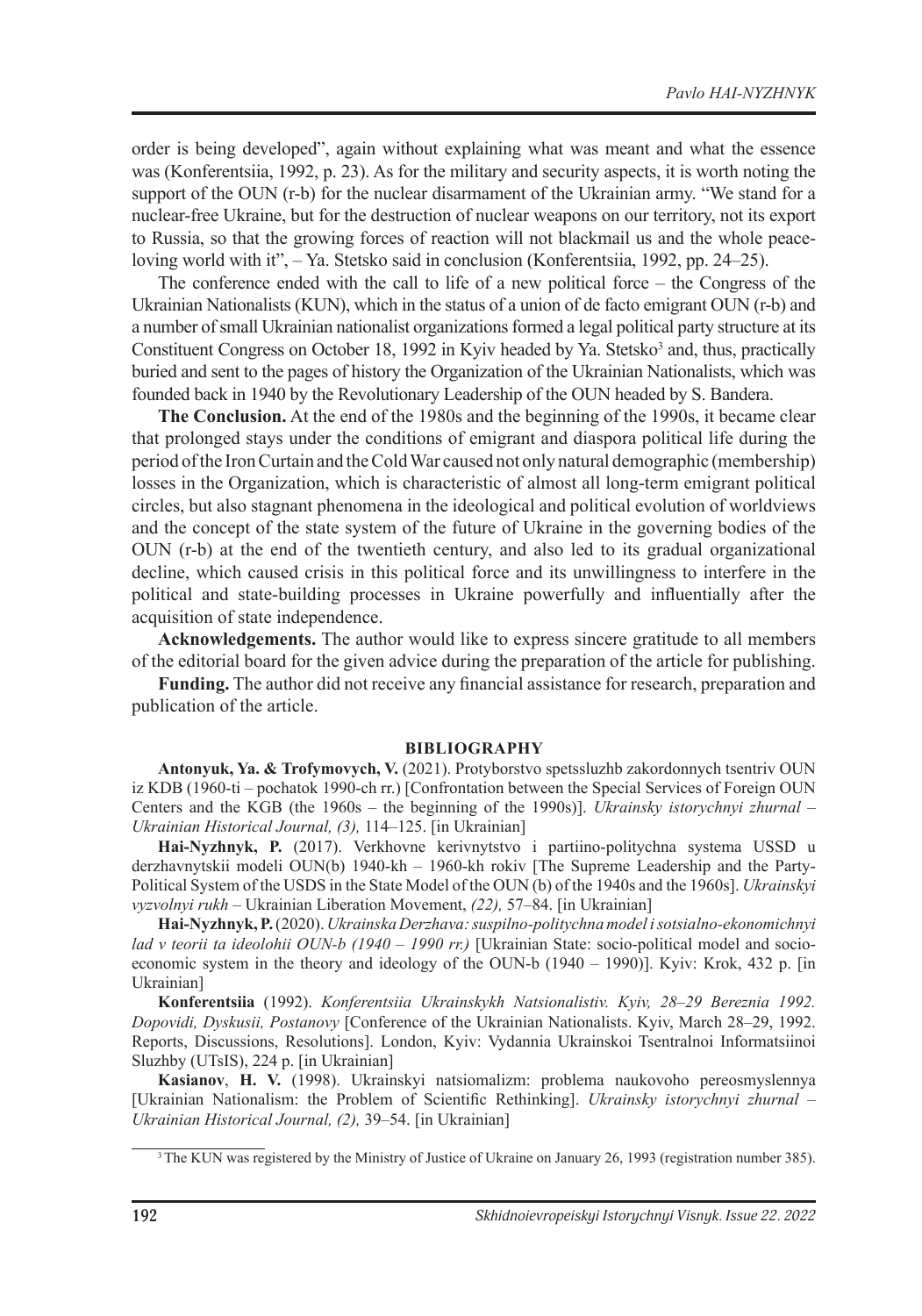order is being developed", again without explaining what was meant and what the essence was (Konferentsiia, 1992, p. 23). As for the military and security aspects, it is worth noting the support of the OUN (r-b) for the nuclear disarmament of the Ukrainian army. "We stand for a nuclear-free Ukraine, but for the destruction of nuclear weapons on our territory, not its export to Russia, so that the growing forces of reaction will not blackmail us and the whole peace-loving world with it", – Ya. Stetsko said in conclusion (Konferentsiia, 1992, pp. 24–25).

The conference ended with the call to life of a new political force – the Congress of the Ukrainian Nationalists (KUN), which in the status of a union of de facto emigrant OUN (r-b) and a number of small Ukrainian nationalist organizations formed a legal political party structure at its Constituent Congress on October 18, 1992 in Kyiv headed by Ya. Stetsko[3] and, thus, practically buried and sent to the pages of history the Organization of the Ukrainian Nationalists, which was founded back in 1940 by the Revolutionary Leadership of the OUN headed by S. Bandera.

**The Conclusion.** At the end of the 1980s and the beginning of the 1990s, it became clear that prolonged stays under the conditions of emigrant and diaspora political life during the period of the Iron Curtain and the Cold War caused not only natural demographic (membership) losses in the Organization, which is characteristic of almost all long-term emigrant political circles, but also stagnant phenomena in the ideological and political evolution of worldviews and the concept of the state system of the future of Ukraine in the governing bodies of the OUN (r-b) at the end of the twentieth century, and also led to its gradual organizational decline, which caused crisis in this political force and its unwillingness to interfere in the political and state-building processes in Ukraine powerfully and influentially after the acquisition of state independence.

**Acknowledgements.** The author would like to express sincere gratitude to all members of the editorial board for the given advice during the preparation of the article for publishing.

**Funding.** The author did not receive any financial assistance for research, preparation and publication of the article.

## BIBLIOGRAPHY

**Antonyuk, Ya. & Trofymovych, V.** (2021). Protyborstvo spetssluzhb zakordonnych tsentriv OUN iz KDB (1960-ti – pochatok 1990-ch rr.) [Confrontation between the Special Services of Foreign OUN Centers and the KGB (the 1960s – the beginning of the 1990s)]. *Ukrainsky istorychnyi zhurnal – Ukrainian Historical Journal, (3),* 114–125. [in Ukrainian]

**Hai-Nyzhnyk, P.** (2017). Verkhovne kerivnytstvo i partiino-politychna systema USSD u derzhavnytskii modeli OUN(b) 1940-kh – 1960-kh rokiv [The Supreme Leadership and the Party-Political System of the USDS in the State Model of the OUN (b) of the 1940s and the 1960s]. *Ukrainskyi vyzvolnyi rukh* – Ukrainian Liberation Movement, *(22),* 57–84. [in Ukrainian]

**Hai-Nyzhnyk, P.** (2020). *Ukrainska Derzhava: suspilno-politychna model i sotsialno-ekonomichnyi lad v teorii ta ideolohii OUN-b (1940 – 1990 rr.)* [Ukrainian State: socio-political model and socio-economic system in the theory and ideology of the OUN-b (1940 – 1990)]. Kyiv: Krok, 432 p. [in Ukrainian]

**Konferentsiia** (1992). *Konferentsiia Ukrainskykh Natsionalistiv. Kyiv, 28–29 Bereznia 1992. Dopovidi, Dyskusii, Postanovy* [Conference of the Ukrainian Nationalists. Kyiv, March 28–29, 1992. Reports, Discussions, Resolutions]. London, Kyiv: Vydannia Ukrainskoi Tsentralnoi Informatsiinoi Sluzhby (UTsIS), 224 p. [in Ukrainian]

**Kasianov**, **H. V.** (1998). Ukrainskyi natsiomalizm: problema naukovoho pereosmyslennya [Ukrainian Nationalism: the Problem of Scientific Rethinking]. *Ukrainsky istorychnyi zhurnal – Ukrainian Historical Journal, (2),* 39–54. [in Ukrainian]

[3] The KUN was registered by the Ministry of Justice of Ukraine on January 26, 1993 (registration number 385).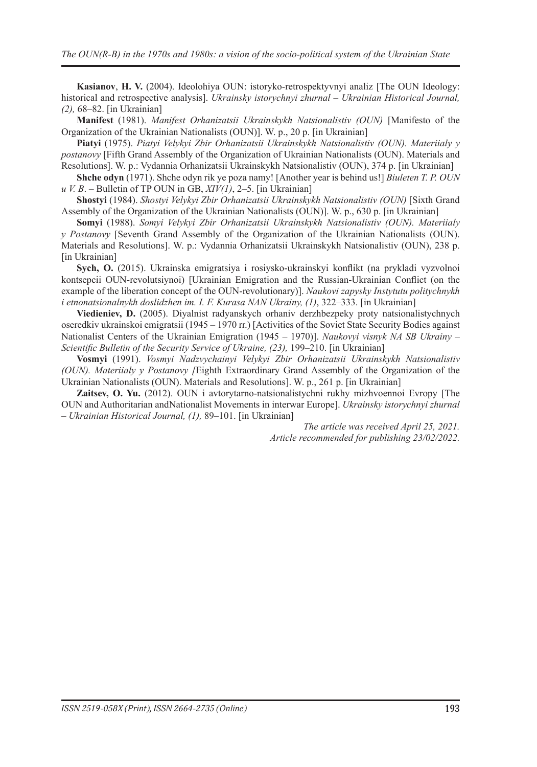**Kasianov**, **H. V.** (2004). Ideolohiya OUN: istoryko-retrospektyvnyi analiz [The OUN Ideology: historical and retrospective analysis]. *Ukrainsky istorychnyi zhurnal – Ukrainian Historical Journal, (2),* 68–82. [in Ukrainian]

**Manifest** (1981). *Manifest Orhanizatsii Ukrainskykh Natsionalistiv (OUN)* [Manifesto of the Organization of the Ukrainian Nationalists (OUN)]. W. p., 20 p. [in Ukrainian]

**Piatyi** (1975). *Piatyi Velykyi Zbir Orhanizatsii Ukrainskykh Natsionalistiv (OUN). Materiialy y postanovy* [Fifth Grand Assembly of the Organization of Ukrainian Nationalists (OUN). Materials and Resolutions]. W. p.: Vydannia Orhanizatsii Ukrainskykh Natsionalistiv (OUN), 374 p. [in Ukrainian]

**Shche odyn** (1971). Shche odyn rik ye poza namy! [Another year is behind us!] *Biuleten T. P. OUN u V. B*. – Bulletin of TP OUN in GB, *XIV(1)*, 2–5. [in Ukrainian]

**Shostyi** (1984). *Shostyi Velykyi Zbir Orhanizatsii Ukrainskykh Natsionalistiv (OUN)* [Sixth Grand Assembly of the Organization of the Ukrainian Nationalists (OUN)]. W. p., 630 p. [in Ukrainian]

**Somyi** (1988). *Somyi Velykyi Zbir Orhanizatsii Ukrainskykh Natsionalistiv (OUN). Materiialy y Postanovy* [Seventh Grand Assembly of the Organization of the Ukrainian Nationalists (OUN). Materials and Resolutions]. W. p.: Vydannia Orhanizatsii Ukrainskykh Natsionalistiv (OUN), 238 p. [in Ukrainian]

**Sych, O.** (2015). Ukrainska emigratsiya i rosiysko-ukrainskyi konflikt (na prykladi vyzvolnoi kontsepcii OUN-revolutsiynoi) [Ukrainian Emigration and the Russian-Ukrainian Conflict (on the example of the liberation concept of the OUN-revolutionary)]. *Naukovi zapysky Instytutu politychnykh i etnonatsionalnykh doslidzhen im. I. F. Kurasa NAN Ukrainy, (1)*, 322–333. [in Ukrainian]

**Viedieniev, D.** (2005). Diyalnist radyanskych orhaniv derzhbezpeky proty natsionalistychnych oseredkiv ukrainskoi emigratsii (1945 – 1970 rr.) [Activities of the Soviet State Security Bodies against Nationalist Centers of the Ukrainian Emigration (1945 – 1970)]. *Naukovyi visnyk NA SB Ukrainy – Scientific Bulletin of the Security Service of Ukraine, (23),* 199–210. [in Ukrainian]

**Vosmyi** (1991). *Vosmyi Nadzvychainyi Velykyi Zbir Orhanizatsii Ukrainskykh Natsionalistiv (OUN). Materiialy y Postanovy [*Eighth Extraordinary Grand Assembly of the Organization of the Ukrainian Nationalists (OUN). Materials and Resolutions]. W. p., 261 p. [in Ukrainian]

**Zaitsev, O. Yu.** (2012). OUN i avtorytarno-natsionalystychni rukhy mizhvoennoi Evropy [The OUN and Authoritarian andNationalist Movements in interwar Europe]. *Ukrainsky istorychnyi zhurnal – Ukrainian Historical Journal, (1),* 89–101. [in Ukrainian]

*The article was received April 25, 2021.*
*Article recommended for publishing 23/02/2022.*